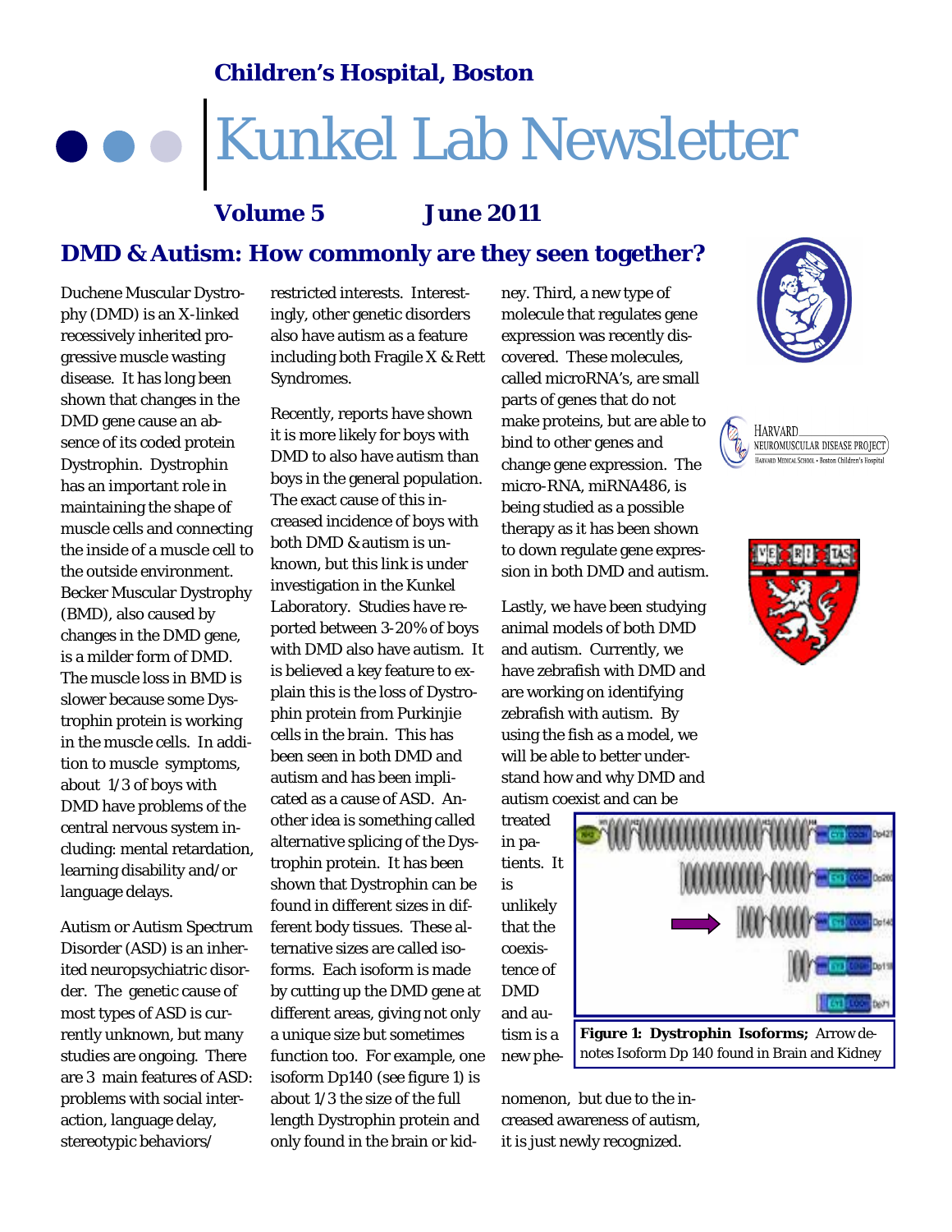# Children's Hospital, Boston

# Kunkel Lab Newsletter

**Volume 5 June 2011**

## DMD & Autism: How commonly are they seen together?

Duchene Muscular Dystrophy (DMD) is an X-linked recessively inherited progressive muscle wasting disease. It has long been shown that changes in the DMD gene cause an absence of its coded protein Dystrophin. Dystrophin has an important role in maintaining the shape of muscle cells and connecting the inside of a muscle cell to the outside environment. Becker Muscular Dystrophy (BMD), also caused by changes in the DMD gene, is a milder form of DMD. The muscle loss in BMD is slower because some Dystrophin protein is working in the muscle cells. In addition to muscle symptoms, about 1/3 of boys with DMD have problems of the central nervous system including: mental retardation, learning disability and/or language delays.

Autism or Autism Spectrum Disorder (ASD) is an inherited neuropsychiatric disorder. The genetic cause of most types of ASD is currently unknown, but many studies are ongoing. There are 3 main features of ASD: problems with social interaction, language delay, stereotypic behaviors/restricted interests. Interestingly, other genetic disorders also have autism as a feature including both Fragile X & Rett Syndromes.

Recently, reports have shown it is more likely for boys with DMD to also have autism than boys in the general population. The exact cause of this increased incidence of boys with both DMD & autism is unknown, but this link is under investigation in the Kunkel Laboratory. Studies have reported between 3-20% of boys with DMD also have autism. It is believed a key feature to explain this is the loss of Dystrophin protein from Purkinjie cells in the brain. This has been seen in both DMD and autism and has been implicated as a cause of ASD. Another idea is something called alternative splicing of the Dystrophin protein. It has been shown that Dystrophin can be found in different sizes in different body tissues. These alternative sizes are called isoforms. Each isoform is made by cutting up the DMD gene at different areas, giving not only a unique size but sometimes function too. For example, one isoform Dp140 (see figure 1) is about 1/3 the size of the full length Dystrophin protein and only found in the brain or kidney. Third, a new type of molecule that regulates gene expression was recently discovered. These molecules, called microRNA's, are small parts of genes that do not make proteins, but are able to bind to other genes and change gene expression. The micro-RNA, miRNA486, is being studied as a possible therapy as it has been shown to down regulate gene expression in both DMD and autism.

Lastly, we have been studying animal models of both DMD and autism. Currently, we have zebrafish with DMD and are working on identifying zebrafish with autism. By using the fish as a model, we will be able to better understand how and why DMD and autism coexist and can be treated in patients. It is unlikely that the coexistence of DMD and autism is a new phenomenon, but due to the increased awareness of autism, it is just newly recognized.

**Figure 1: Dystrophin Isoforms;** Arrow denotes Isoform Dp 140 found in Brain and Kidney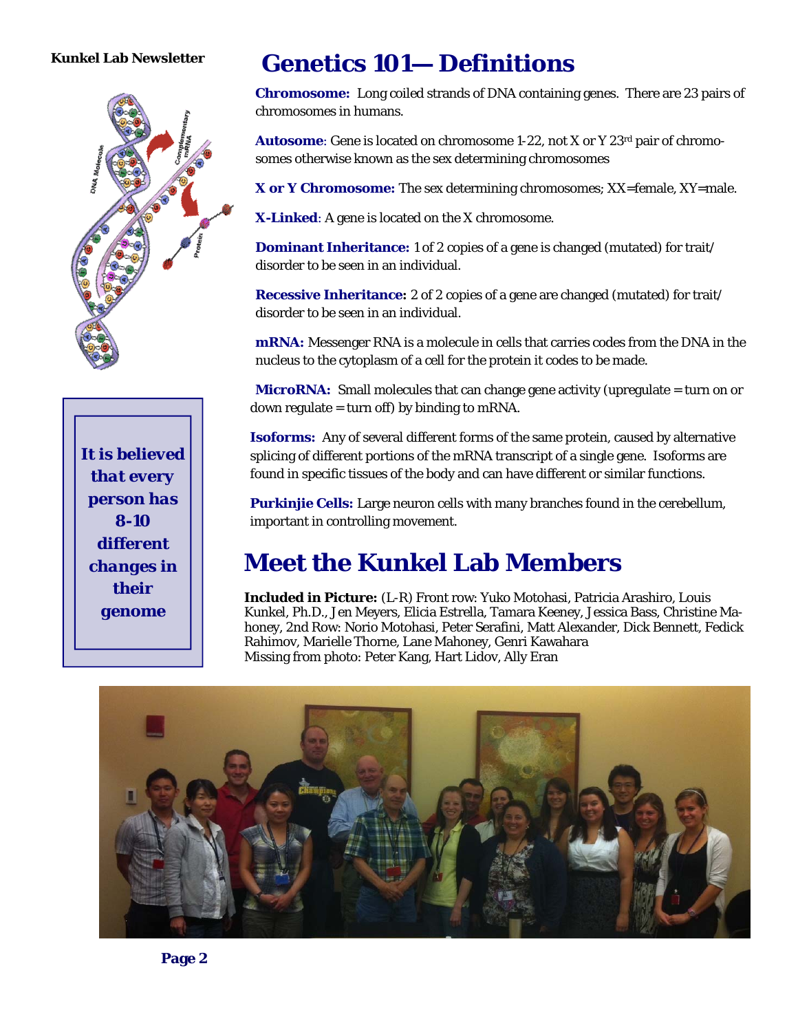# Genetics 101— Definitions

**Chromosome:** Long coiled strands of DNA containing genes. There are 23 pairs of chromosomes in humans.

**Autosome**: Gene is located on chromosome 1-22, not X or Y 23rd pair of chromosomes otherwise known as the sex determining chromosomes

**X or Y Chromosome:** The sex determining chromosomes; XX=female, XY=male.

**X-Linked**: A gene is located on the X chromosome.

**Dominant Inheritance:** 1 of 2 copies of a gene is changed (mutated) for trait/disorder to be seen in an individual.

**Recessive Inheritance:** 2 of 2 copies of a gene are changed (mutated) for trait/disorder to be seen in an individual.

**mRNA:** Messenger RNA is a molecule in cells that carries codes from the DNA in the nucleus to the cytoplasm of a cell for the protein it codes to be made.

**MicroRNA:** Small molecules that can change gene activity (upregulate = turn on or down regulate = turn off) by binding to mRNA.

**Isoforms:** Any of several different forms of the same protein, caused by alternative splicing of different portions of the mRNA transcript of a single gene. Isoforms are found in specific tissues of the body and can have different or similar functions.

**Purkinjie Cells:** Large neuron cells with many branches found in the cerebellum, important in controlling movement.

***It is believed that every person has 8-10 different changes in their genome***

# Meet the Kunkel Lab Members

**Included in Picture:** (L-R) Front row: Yuko Motohasi, Patricia Arashiro, Louis Kunkel, Ph.D., Jen Meyers, Elicia Estrella, Tamara Keeney, Jessica Bass, Christine Mahoney, 2nd Row: Norio Motohasi, Peter Serafini, Matt Alexander, Dick Bennett, Fedick Rahimov, Marielle Thorne, Lane Mahoney, Genri Kawahara
Missing from photo: Peter Kang, Hart Lidov, Ally Eran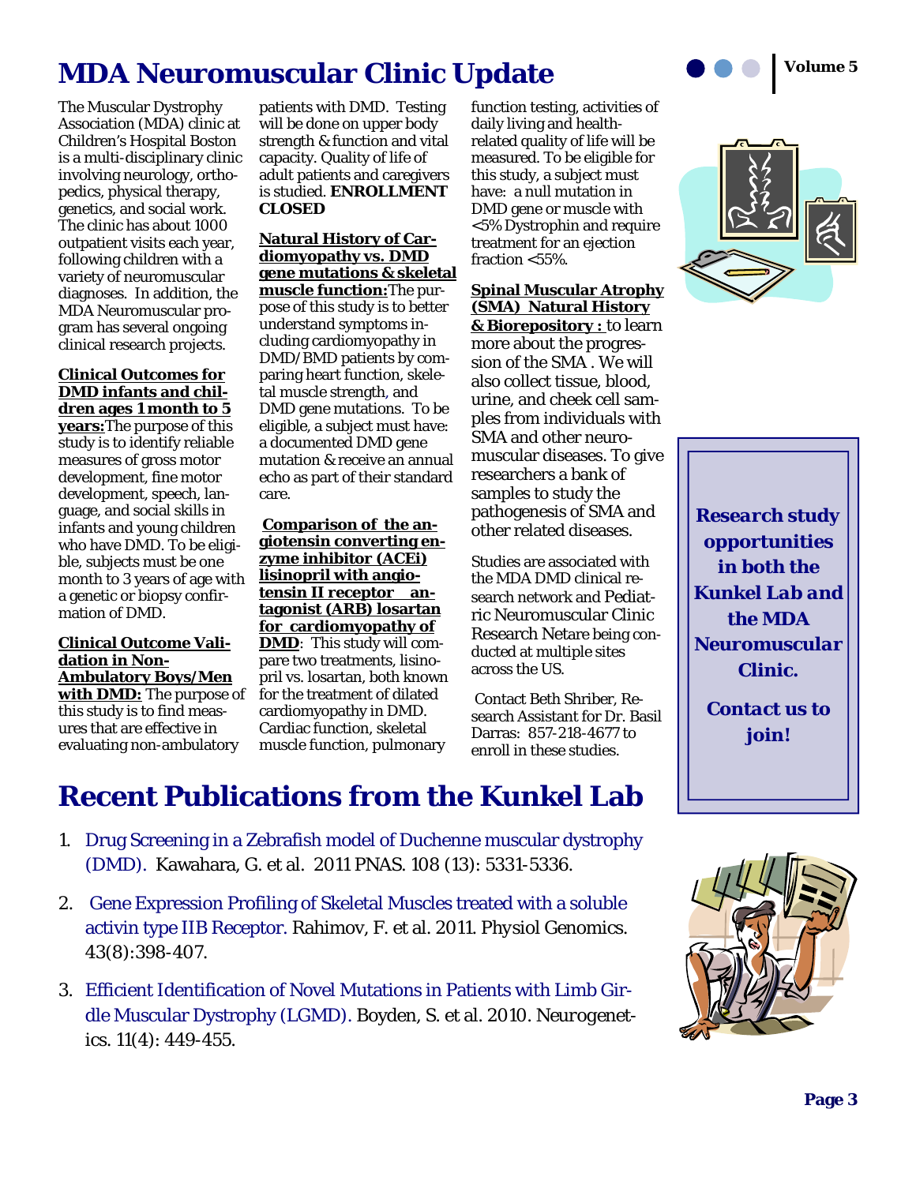# MDA Neuromuscular Clinic Update

The Muscular Dystrophy Association (MDA) clinic at Children's Hospital Boston is a multi-disciplinary clinic involving neurology, orthopedics, physical therapy, genetics, and social work. The clinic has about 1000 outpatient visits each year, following children with a variety of neuromuscular diagnoses. In addition, the MDA Neuromuscular program has several ongoing clinical research projects.

**Clinical Outcomes for DMD infants and children ages 1 month to 5 years:** The purpose of this study is to identify reliable measures of gross motor development, fine motor development, speech, language, and social skills in infants and young children who have DMD. To be eligible, subjects must be one month to 3 years of age with a genetic or biopsy confirmation of DMD.

**Clinical Outcome Validation in Non-Ambulatory Boys/Men with DMD:** The purpose of this study is to find measures that are effective in evaluating non-ambulatory patients with DMD. Testing will be done on upper body strength & function and vital capacity. Quality of life of adult patients and caregivers is studied. **ENROLLMENT CLOSED**

**Natural History of Cardiomyopathy vs. DMD gene mutations & skeletal muscle function:** The purpose of this study is to better understand symptoms including cardiomyopathy in DMD/BMD patients by comparing heart function, skeletal muscle strength, and DMD gene mutations. To be eligible, a subject must have: a documented DMD gene mutation & receive an annual echo as part of their standard care.

**Comparison of the angiotensin converting enzyme inhibitor (ACEi) lisinopril with angiotensin II receptor antagonist (ARB) losartan for cardiomyopathy of DMD**: This study will compare two treatments, lisinopril vs. losartan, both known for the treatment of dilated cardiomyopathy in DMD. Cardiac function, skeletal muscle function, pulmonary function testing, activities of daily living and health-related quality of life will be measured. To be eligible for this study, a subject must have: a null mutation in DMD gene or muscle with <5% Dystrophin and require treatment for an ejection fraction <55%.

**Spinal Muscular Atrophy (SMA) Natural History & Biorepository :** to learn more about the progression of the SMA . We will also collect tissue, blood, urine, and cheek cell samples from individuals with SMA and other neuromuscular diseases. To give researchers a bank of samples to study the pathogenesis of SMA and other related diseases.

Studies are associated with the MDA DMD clinical research network and Pediatric Neuromuscular Clinic Research Netare being conducted at multiple sites across the US.

Contact Beth Shriber, Research Assistant for Dr. Basil Darras: 857-218-4677 to enroll in these studies.

***Research study opportunities in both the Kunkel Lab and the MDA Neuromuscular Clinic.***

***Contact us to join!***

# Recent Publications from the Kunkel Lab

1. Drug Screening in a Zebrafish model of Duchenne muscular dystrophy (DMD). Kawahara, G. et al. 2011 PNAS. 108 (13): 5331-5336.
2. Gene Expression Profiling of Skeletal Muscles treated with a soluble activin type IIB Receptor. Rahimov, F. et al. 2011. Physiol Genomics. 43(8):398-407.
3. Efficient Identification of Novel Mutations in Patients with Limb Girdle Muscular Dystrophy (LGMD). Boyden, S. et al. 2010. Neurogenetics. 11(4): 449-455.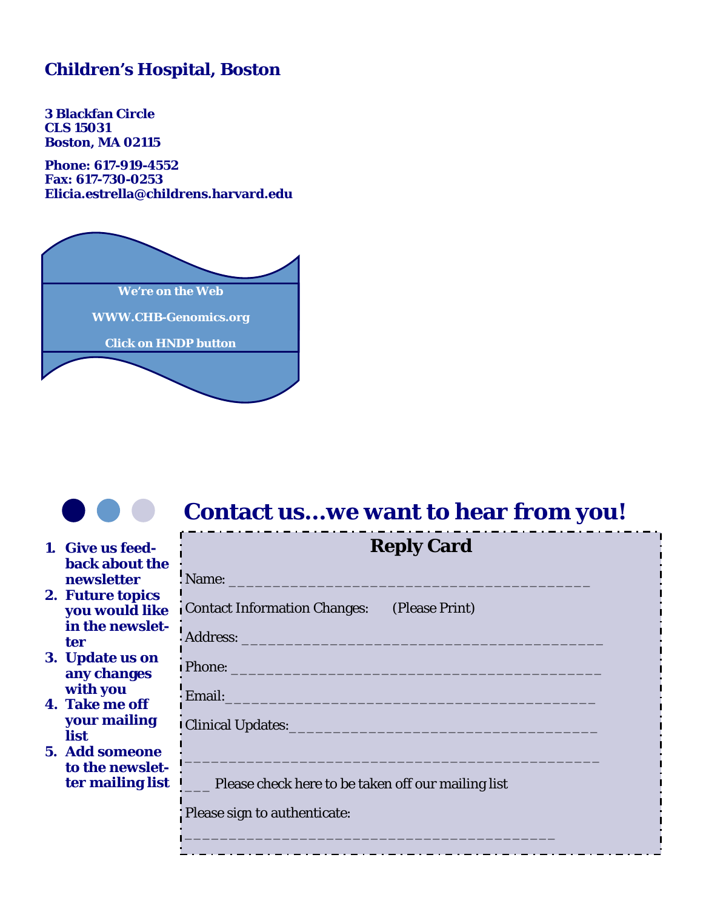## Children's Hospital, Boston

**3 Blackfan Circle**
**CLS 15031**
**Boston, MA 02115**

**Phone: 617-919-4552**
**Fax: 617-730-0253**
**Elicia.estrella@childrens.harvard.edu**

**We're on the Web**

**WWW.CHB-Genomics.org**

**Click on HNDP button**

## Contact us…we want to hear from you!

1. **Give us feedback about the newsletter**
2. **Future topics you would like in the newsletter**
3. **Update us on any changes with you**
4. **Take me off your mailing list**
5. **Add someone to the newsletter mailing list**

### Reply Card

Name: ________________________________________

Contact Information Changes: (Please Print)

Address: ________________________________________

Phone: ________________________________________

Email:________________________________________

Clinical Updates:____________________________________

______________________________________________

___ Please check here to be taken off our mailing list

Please sign to authenticate:

________________________________________